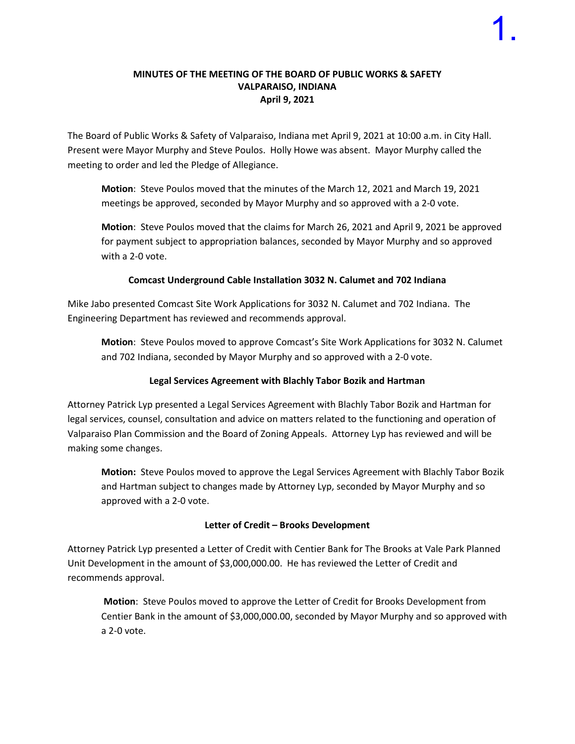# MINUTES OF THE MEETING OF THE BOARD OF PUBLIC WORKS & SAFETY
## VALPARAISO, INDIANA
## April 9, 2021

The Board of Public Works & Safety of Valparaiso, Indiana met April 9, 2021 at 10:00 a.m. in City Hall. Present were Mayor Murphy and Steve Poulos. Holly Howe was absent. Mayor Murphy called the meeting to order and led the Pledge of Allegiance.

> **Motion**: Steve Poulos moved that the minutes of the March 12, 2021 and March 19, 2021 meetings be approved, seconded by Mayor Murphy and so approved with a 2-0 vote.

> **Motion**: Steve Poulos moved that the claims for March 26, 2021 and April 9, 2021 be approved for payment subject to appropriation balances, seconded by Mayor Murphy and so approved with a 2-0 vote.

### Comcast Underground Cable Installation 3032 N. Calumet and 702 Indiana

Mike Jabo presented Comcast Site Work Applications for 3032 N. Calumet and 702 Indiana. The Engineering Department has reviewed and recommends approval.

> **Motion**: Steve Poulos moved to approve Comcast's Site Work Applications for 3032 N. Calumet and 702 Indiana, seconded by Mayor Murphy and so approved with a 2-0 vote.

### Legal Services Agreement with Blachly Tabor Bozik and Hartman

Attorney Patrick Lyp presented a Legal Services Agreement with Blachly Tabor Bozik and Hartman for legal services, counsel, consultation and advice on matters related to the functioning and operation of Valparaiso Plan Commission and the Board of Zoning Appeals. Attorney Lyp has reviewed and will be making some changes.

> **Motion:** Steve Poulos moved to approve the Legal Services Agreement with Blachly Tabor Bozik and Hartman subject to changes made by Attorney Lyp, seconded by Mayor Murphy and so approved with a 2-0 vote.

### Letter of Credit – Brooks Development

Attorney Patrick Lyp presented a Letter of Credit with Centier Bank for The Brooks at Vale Park Planned Unit Development in the amount of $3,000,000.00. He has reviewed the Letter of Credit and recommends approval.

> **Motion**: Steve Poulos moved to approve the Letter of Credit for Brooks Development from Centier Bank in the amount of $3,000,000.00, seconded by Mayor Murphy and so approved with a 2-0 vote.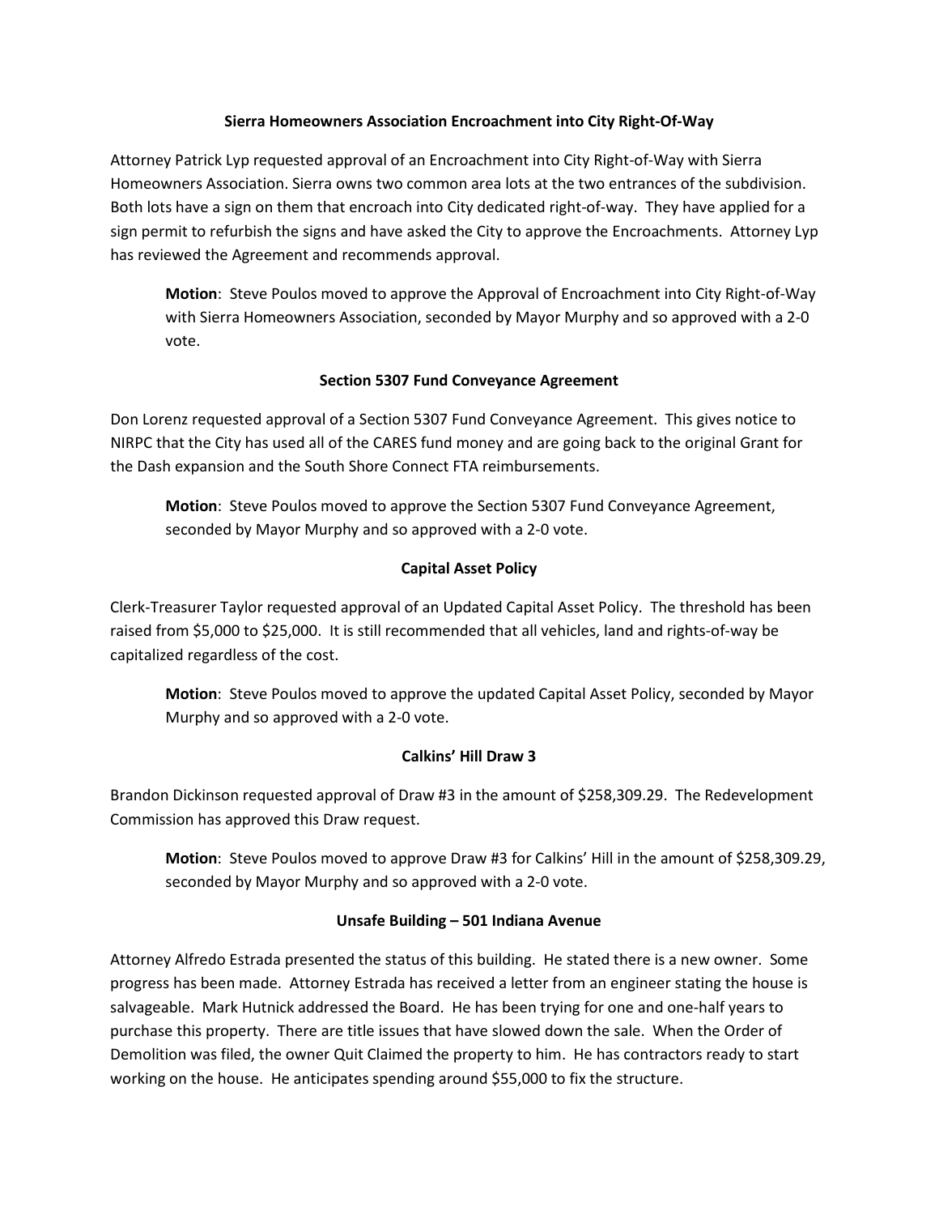### Sierra Homeowners Association Encroachment into City Right-Of-Way

Attorney Patrick Lyp requested approval of an Encroachment into City Right-of-Way with Sierra Homeowners Association. Sierra owns two common area lots at the two entrances of the subdivision. Both lots have a sign on them that encroach into City dedicated right-of-way. They have applied for a sign permit to refurbish the signs and have asked the City to approve the Encroachments. Attorney Lyp has reviewed the Agreement and recommends approval.

> **Motion**: Steve Poulos moved to approve the Approval of Encroachment into City Right-of-Way with Sierra Homeowners Association, seconded by Mayor Murphy and so approved with a 2-0 vote.

### Section 5307 Fund Conveyance Agreement

Don Lorenz requested approval of a Section 5307 Fund Conveyance Agreement. This gives notice to NIRPC that the City has used all of the CARES fund money and are going back to the original Grant for the Dash expansion and the South Shore Connect FTA reimbursements.

> **Motion**: Steve Poulos moved to approve the Section 5307 Fund Conveyance Agreement, seconded by Mayor Murphy and so approved with a 2-0 vote.

### Capital Asset Policy

Clerk-Treasurer Taylor requested approval of an Updated Capital Asset Policy. The threshold has been raised from $5,000 to $25,000. It is still recommended that all vehicles, land and rights-of-way be capitalized regardless of the cost.

> **Motion**: Steve Poulos moved to approve the updated Capital Asset Policy, seconded by Mayor Murphy and so approved with a 2-0 vote.

### Calkins' Hill Draw 3

Brandon Dickinson requested approval of Draw #3 in the amount of $258,309.29. The Redevelopment Commission has approved this Draw request.

> **Motion**: Steve Poulos moved to approve Draw #3 for Calkins' Hill in the amount of $258,309.29, seconded by Mayor Murphy and so approved with a 2-0 vote.

### Unsafe Building – 501 Indiana Avenue

Attorney Alfredo Estrada presented the status of this building. He stated there is a new owner. Some progress has been made. Attorney Estrada has received a letter from an engineer stating the house is salvageable. Mark Hutnick addressed the Board. He has been trying for one and one-half years to purchase this property. There are title issues that have slowed down the sale. When the Order of Demolition was filed, the owner Quit Claimed the property to him. He has contractors ready to start working on the house. He anticipates spending around $55,000 to fix the structure.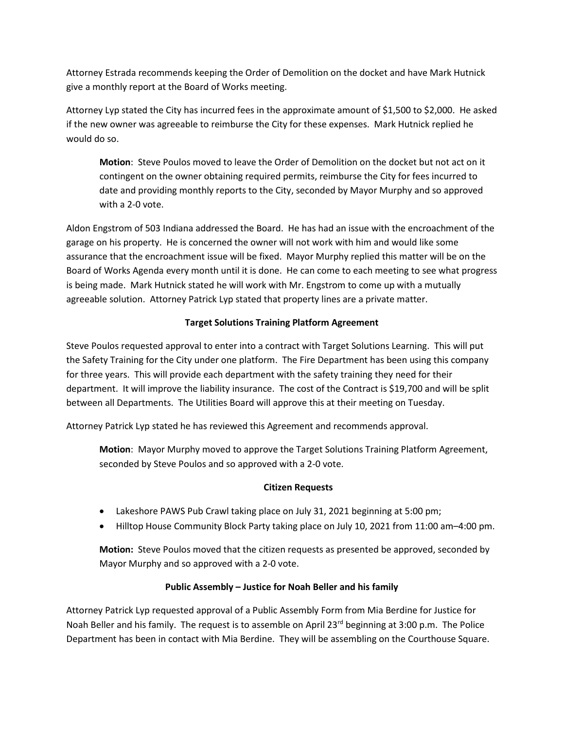Attorney Estrada recommends keeping the Order of Demolition on the docket and have Mark Hutnick give a monthly report at the Board of Works meeting.

Attorney Lyp stated the City has incurred fees in the approximate amount of $1,500 to $2,000. He asked if the new owner was agreeable to reimburse the City for these expenses. Mark Hutnick replied he would do so.

> **Motion**: Steve Poulos moved to leave the Order of Demolition on the docket but not act on it contingent on the owner obtaining required permits, reimburse the City for fees incurred to date and providing monthly reports to the City, seconded by Mayor Murphy and so approved with a 2-0 vote.

Aldon Engstrom of 503 Indiana addressed the Board. He has had an issue with the encroachment of the garage on his property. He is concerned the owner will not work with him and would like some assurance that the encroachment issue will be fixed. Mayor Murphy replied this matter will be on the Board of Works Agenda every month until it is done. He can come to each meeting to see what progress is being made. Mark Hutnick stated he will work with Mr. Engstrom to come up with a mutually agreeable solution. Attorney Patrick Lyp stated that property lines are a private matter.

**Target Solutions Training Platform Agreement**

Steve Poulos requested approval to enter into a contract with Target Solutions Learning. This will put the Safety Training for the City under one platform. The Fire Department has been using this company for three years. This will provide each department with the safety training they need for their department. It will improve the liability insurance. The cost of the Contract is $19,700 and will be split between all Departments. The Utilities Board will approve this at their meeting on Tuesday.

Attorney Patrick Lyp stated he has reviewed this Agreement and recommends approval.

> **Motion**: Mayor Murphy moved to approve the Target Solutions Training Platform Agreement, seconded by Steve Poulos and so approved with a 2-0 vote.

**Citizen Requests**

- Lakeshore PAWS Pub Crawl taking place on July 31, 2021 beginning at 5:00 pm;
- Hilltop House Community Block Party taking place on July 10, 2021 from 11:00 am–4:00 pm.

> **Motion:** Steve Poulos moved that the citizen requests as presented be approved, seconded by Mayor Murphy and so approved with a 2-0 vote.

**Public Assembly – Justice for Noah Beller and his family**

Attorney Patrick Lyp requested approval of a Public Assembly Form from Mia Berdine for Justice for Noah Beller and his family. The request is to assemble on April 23rd beginning at 3:00 p.m. The Police Department has been in contact with Mia Berdine. They will be assembling on the Courthouse Square.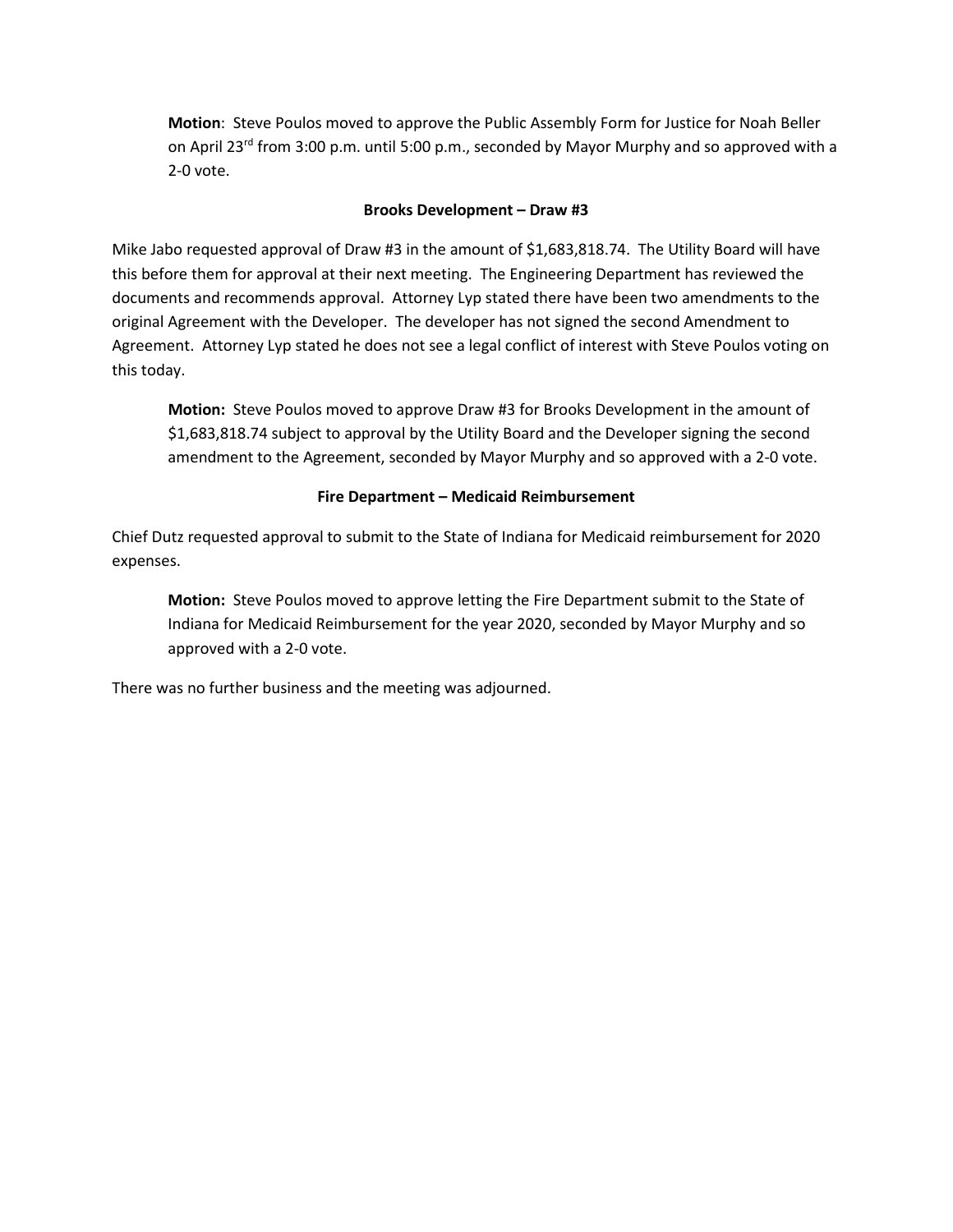**Motion**: Steve Poulos moved to approve the Public Assembly Form for Justice for Noah Beller on April 23rd from 3:00 p.m. until 5:00 p.m., seconded by Mayor Murphy and so approved with a 2-0 vote.

**Brooks Development – Draw #3**

Mike Jabo requested approval of Draw #3 in the amount of $1,683,818.74. The Utility Board will have this before them for approval at their next meeting. The Engineering Department has reviewed the documents and recommends approval. Attorney Lyp stated there have been two amendments to the original Agreement with the Developer. The developer has not signed the second Amendment to Agreement. Attorney Lyp stated he does not see a legal conflict of interest with Steve Poulos voting on this today.

**Motion:** Steve Poulos moved to approve Draw #3 for Brooks Development in the amount of $1,683,818.74 subject to approval by the Utility Board and the Developer signing the second amendment to the Agreement, seconded by Mayor Murphy and so approved with a 2-0 vote.

**Fire Department – Medicaid Reimbursement**

Chief Dutz requested approval to submit to the State of Indiana for Medicaid reimbursement for 2020 expenses.

**Motion:** Steve Poulos moved to approve letting the Fire Department submit to the State of Indiana for Medicaid Reimbursement for the year 2020, seconded by Mayor Murphy and so approved with a 2-0 vote.

There was no further business and the meeting was adjourned.